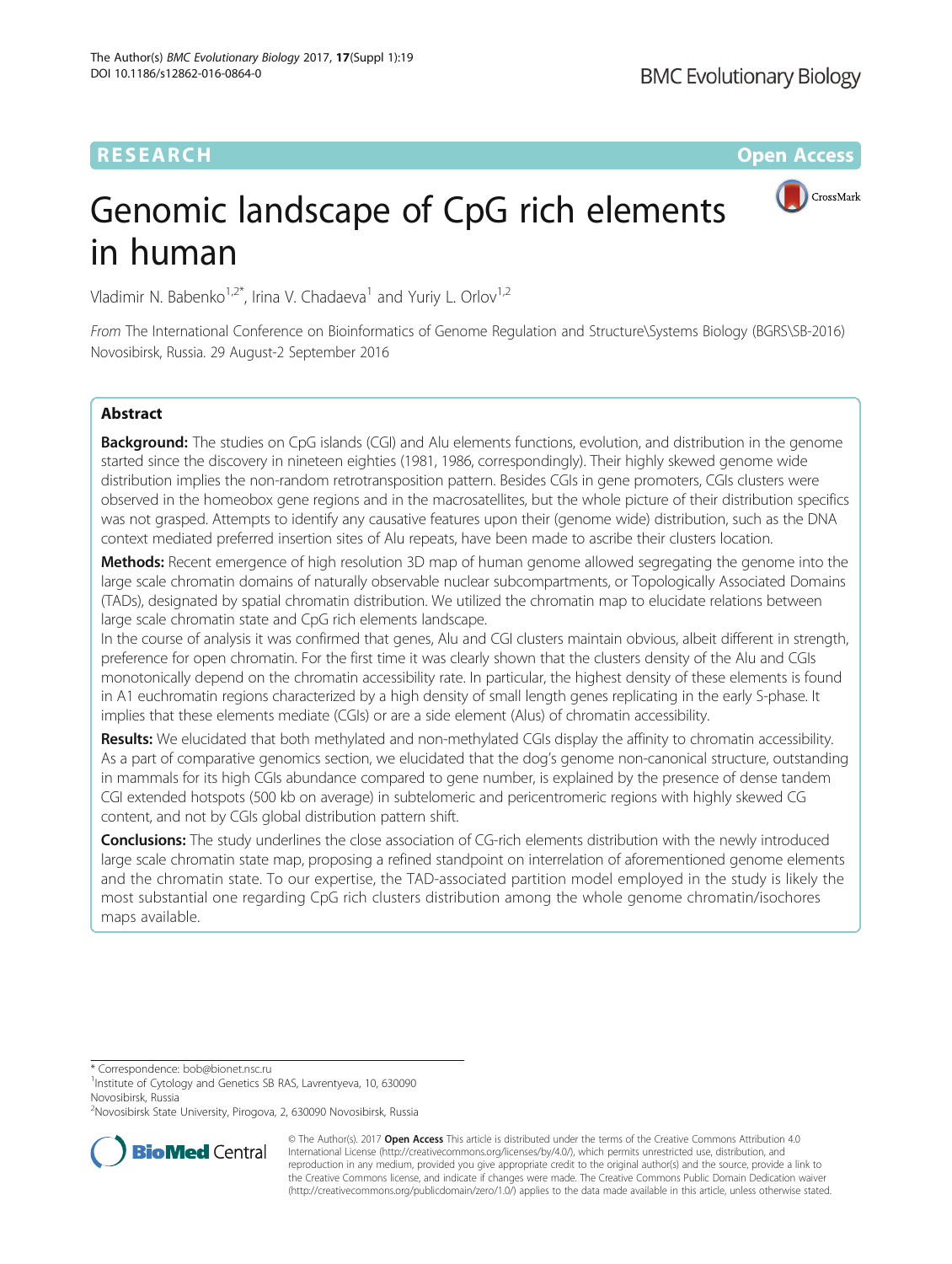RESEARCH Open Access

# Genomic landscape of CpG rich elements in human

Vladimir N. Babenko[1,2*], Irina V. Chadaeva[1] and Yuriy L. Orlov[1,2]

From The International Conference on Bioinformatics of Genome Regulation and Structure\Systems Biology (BGRS\SB-2016) Novosibirsk, Russia. 29 August-2 September 2016

## Abstract

**Background:** The studies on CpG islands (CGI) and Alu elements functions, evolution, and distribution in the genome started since the discovery in nineteen eighties (1981, 1986, correspondingly). Their highly skewed genome wide distribution implies the non-random retrotransposition pattern. Besides CGIs in gene promoters, CGIs clusters were observed in the homeobox gene regions and in the macrosatellites, but the whole picture of their distribution specifics was not grasped. Attempts to identify any causative features upon their (genome wide) distribution, such as the DNA context mediated preferred insertion sites of Alu repeats, have been made to ascribe their clusters location.

**Methods:** Recent emergence of high resolution 3D map of human genome allowed segregating the genome into the large scale chromatin domains of naturally observable nuclear subcompartments, or Topologically Associated Domains (TADs), designated by spatial chromatin distribution. We utilized the chromatin map to elucidate relations between large scale chromatin state and CpG rich elements landscape.

In the course of analysis it was confirmed that genes, Alu and CGI clusters maintain obvious, albeit different in strength, preference for open chromatin. For the first time it was clearly shown that the clusters density of the Alu and CGIs monotonically depend on the chromatin accessibility rate. In particular, the highest density of these elements is found in A1 euchromatin regions characterized by a high density of small length genes replicating in the early S-phase. It implies that these elements mediate (CGIs) or are a side element (Alus) of chromatin accessibility.

**Results:** We elucidated that both methylated and non-methylated CGIs display the affinity to chromatin accessibility. As a part of comparative genomics section, we elucidated that the dog's genome non-canonical structure, outstanding in mammals for its high CGIs abundance compared to gene number, is explained by the presence of dense tandem CGI extended hotspots (500 kb on average) in subtelomeric and pericentromeric regions with highly skewed CG content, and not by CGIs global distribution pattern shift.

**Conclusions:** The study underlines the close association of CG-rich elements distribution with the newly introduced large scale chromatin state map, proposing a refined standpoint on interrelation of aforementioned genome elements and the chromatin state. To our expertise, the TAD-associated partition model employed in the study is likely the most substantial one regarding CpG rich clusters distribution among the whole genome chromatin/isochores maps available.

* Correspondence: bob@bionet.nsc.ru
[1]Institute of Cytology and Genetics SB RAS, Lavrentyeva, 10, 630090 Novosibirsk, Russia
[2]Novosibirsk State University, Pirogova, 2, 630090 Novosibirsk, Russia

© The Author(s). 2017 **Open Access** This article is distributed under the terms of the Creative Commons Attribution 4.0 International License (http://creativecommons.org/licenses/by/4.0/), which permits unrestricted use, distribution, and reproduction in any medium, provided you give appropriate credit to the original author(s) and the source, provide a link to the Creative Commons license, and indicate if changes were made. The Creative Commons Public Domain Dedication waiver (http://creativecommons.org/publicdomain/zero/1.0/) applies to the data made available in this article, unless otherwise stated.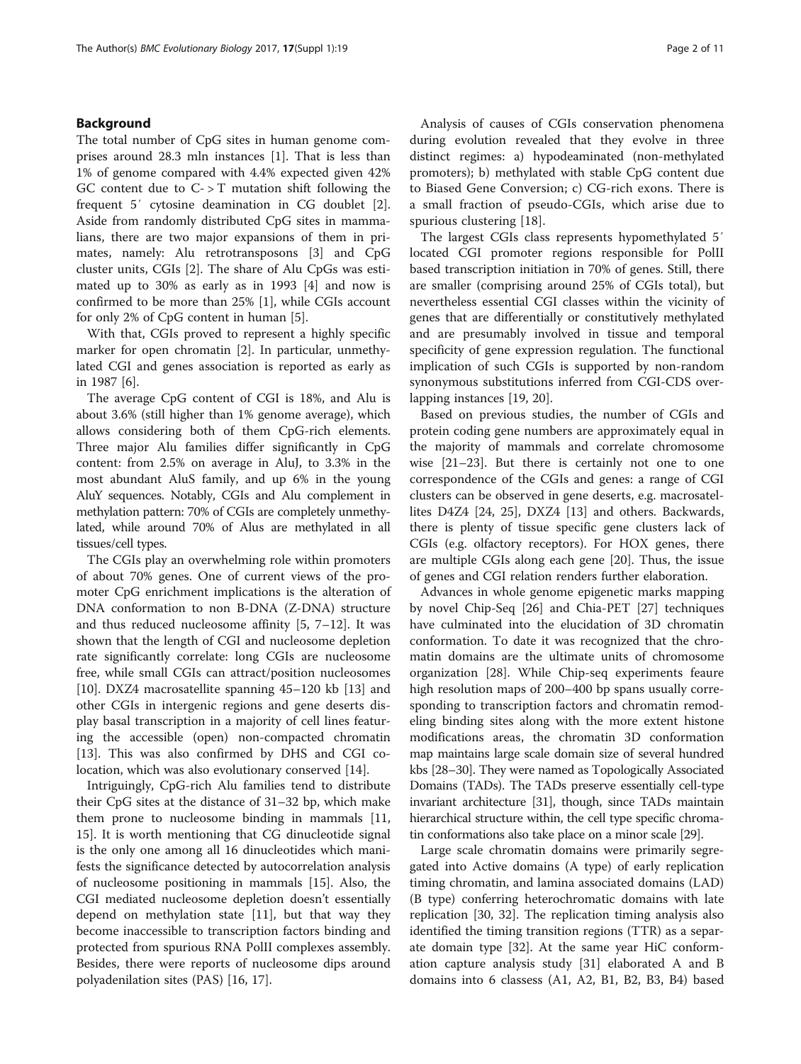## Background

The total number of CpG sites in human genome comprises around 28.3 mln instances [1]. That is less than 1% of genome compared with 4.4% expected given 42% GC content due to C- > T mutation shift following the frequent 5′ cytosine deamination in CG doublet [2]. Aside from randomly distributed CpG sites in mammalians, there are two major expansions of them in primates, namely: Alu retrotransposons [3] and CpG cluster units, CGIs [2]. The share of Alu CpGs was estimated up to 30% as early as in 1993 [4] and now is confirmed to be more than 25% [1], while CGIs account for only 2% of CpG content in human [5].

With that, CGIs proved to represent a highly specific marker for open chromatin [2]. In particular, unmethylated CGI and genes association is reported as early as in 1987 [6].

The average CpG content of CGI is 18%, and Alu is about 3.6% (still higher than 1% genome average), which allows considering both of them CpG-rich elements. Three major Alu families differ significantly in CpG content: from 2.5% on average in AluJ, to 3.3% in the most abundant AluS family, and up 6% in the young AluY sequences. Notably, CGIs and Alu complement in methylation pattern: 70% of CGIs are completely unmethylated, while around 70% of Alus are methylated in all tissues/cell types.

The CGIs play an overwhelming role within promoters of about 70% genes. One of current views of the promoter CpG enrichment implications is the alteration of DNA conformation to non B-DNA (Z-DNA) structure and thus reduced nucleosome affinity [5, 7–12]. It was shown that the length of CGI and nucleosome depletion rate significantly correlate: long CGIs are nucleosome free, while small CGIs can attract/position nucleosomes [10]. DXZ4 macrosatellite spanning 45–120 kb [13] and other CGIs in intergenic regions and gene deserts display basal transcription in a majority of cell lines featuring the accessible (open) non-compacted chromatin [13]. This was also confirmed by DHS and CGI colocation, which was also evolutionary conserved [14].

Intriguingly, CpG-rich Alu families tend to distribute their CpG sites at the distance of 31–32 bp, which make them prone to nucleosome binding in mammals [11, 15]. It is worth mentioning that CG dinucleotide signal is the only one among all 16 dinucleotides which manifests the significance detected by autocorrelation analysis of nucleosome positioning in mammals [15]. Also, the CGI mediated nucleosome depletion doesn't essentially depend on methylation state [11], but that way they become inaccessible to transcription factors binding and protected from spurious RNA PolII complexes assembly. Besides, there were reports of nucleosome dips around polyadenilation sites (PAS) [16, 17].

Analysis of causes of CGIs conservation phenomena during evolution revealed that they evolve in three distinct regimes: a) hypodeaminated (non-methylated promoters); b) methylated with stable CpG content due to Biased Gene Conversion; c) CG-rich exons. There is a small fraction of pseudo-CGIs, which arise due to spurious clustering [18].

The largest CGIs class represents hypomethylated 5′ located CGI promoter regions responsible for PolII based transcription initiation in 70% of genes. Still, there are smaller (comprising around 25% of CGIs total), but nevertheless essential CGI classes within the vicinity of genes that are differentially or constitutively methylated and are presumably involved in tissue and temporal specificity of gene expression regulation. The functional implication of such CGIs is supported by non-random synonymous substitutions inferred from CGI-CDS overlapping instances [19, 20].

Based on previous studies, the number of CGIs and protein coding gene numbers are approximately equal in the majority of mammals and correlate chromosome wise [21–23]. But there is certainly not one to one correspondence of the CGIs and genes: a range of CGI clusters can be observed in gene deserts, e.g. macrosatellites D4Z4 [24, 25], DXZ4 [13] and others. Backwards, there is plenty of tissue specific gene clusters lack of CGIs (e.g. olfactory receptors). For HOX genes, there are multiple CGIs along each gene [20]. Thus, the issue of genes and CGI relation renders further elaboration.

Advances in whole genome epigenetic marks mapping by novel Chip-Seq [26] and Chia-PET [27] techniques have culminated into the elucidation of 3D chromatin conformation. To date it was recognized that the chromatin domains are the ultimate units of chromosome organization [28]. While Chip-seq experiments feaure high resolution maps of 200–400 bp spans usually corresponding to transcription factors and chromatin remodeling binding sites along with the more extent histone modifications areas, the chromatin 3D conformation map maintains large scale domain size of several hundred kbs [28–30]. They were named as Topologically Associated Domains (TADs). The TADs preserve essentially cell-type invariant architecture [31], though, since TADs maintain hierarchical structure within, the cell type specific chromatin conformations also take place on a minor scale [29].

Large scale chromatin domains were primarily segregated into Active domains (A type) of early replication timing chromatin, and lamina associated domains (LAD) (B type) conferring heterochromatic domains with late replication [30, 32]. The replication timing analysis also identified the timing transition regions (TTR) as a separate domain type [32]. At the same year HiC conformation capture analysis study [31] elaborated A and B domains into 6 classess (A1, A2, B1, B2, B3, B4) based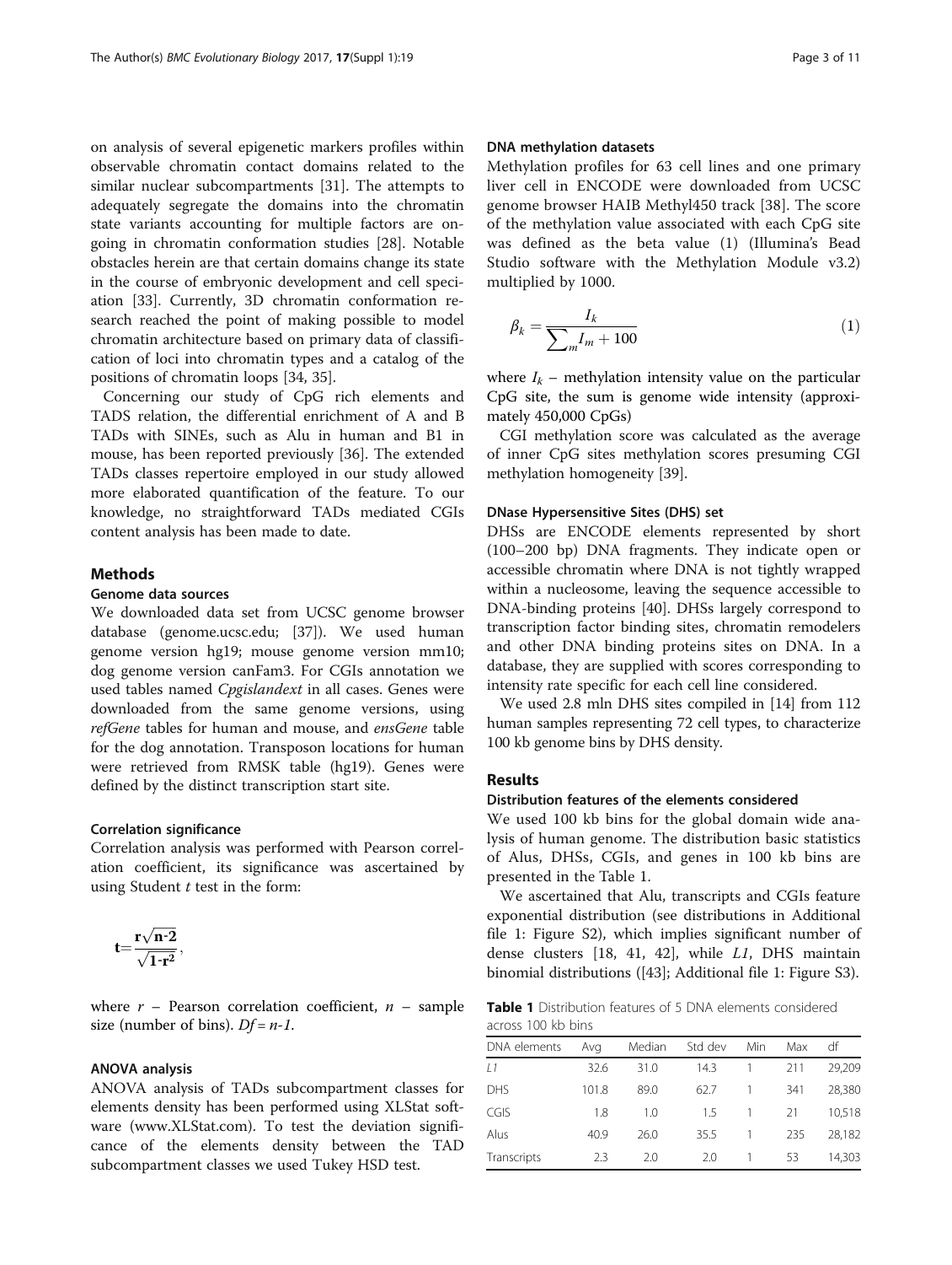on analysis of several epigenetic markers profiles within observable chromatin contact domains related to the similar nuclear subcompartments [31]. The attempts to adequately segregate the domains into the chromatin state variants accounting for multiple factors are ongoing in chromatin conformation studies [28]. Notable obstacles herein are that certain domains change its state in the course of embryonic development and cell speciation [33]. Currently, 3D chromatin conformation research reached the point of making possible to model chromatin architecture based on primary data of classification of loci into chromatin types and a catalog of the positions of chromatin loops [34, 35].

Concerning our study of CpG rich elements and TADS relation, the differential enrichment of A and B TADs with SINEs, such as Alu in human and B1 in mouse, has been reported previously [36]. The extended TADs classes repertoire employed in our study allowed more elaborated quantification of the feature. To our knowledge, no straightforward TADs mediated CGIs content analysis has been made to date.

## Methods

### Genome data sources

We downloaded data set from UCSC genome browser database (genome.ucsc.edu; [37]). We used human genome version hg19; mouse genome version mm10; dog genome version canFam3. For CGIs annotation we used tables named *Cpgislandext* in all cases. Genes were downloaded from the same genome versions, using *refGene* tables for human and mouse, and *ensGene* table for the dog annotation. Transposon locations for human were retrieved from RMSK table (hg19). Genes were defined by the distinct transcription start site.

### Correlation significance

Correlation analysis was performed with Pearson correlation coefficient, its significance was ascertained by using Student $t$ test in the form:

$$t = \frac{r\sqrt{n-2}}{\sqrt{1-r^2}},$$

where $r$ – Pearson correlation coefficient, $n$ – sample size (number of bins). $Df = n-1$.

### ANOVA analysis

ANOVA analysis of TADs subcompartment classes for elements density has been performed using XLStat software (www.XLStat.com). To test the deviation significance of the elements density between the TAD subcompartment classes we used Tukey HSD test.

### DNA methylation datasets

Methylation profiles for 63 cell lines and one primary liver cell in ENCODE were downloaded from UCSC genome browser HAIB Methyl450 track [38]. The score of the methylation value associated with each CpG site was defined as the beta value (1) (Illumina's Bead Studio software with the Methylation Module v3.2) multiplied by 1000.

$$\beta_k = \frac{I_k}{\sum_m I_m + 100} \tag{1}$$

where $I_k$ – methylation intensity value on the particular CpG site, the sum is genome wide intensity (approximately 450,000 CpGs)

CGI methylation score was calculated as the average of inner CpG sites methylation scores presuming CGI methylation homogeneity [39].

### DNase Hypersensitive Sites (DHS) set

DHSs are ENCODE elements represented by short (100–200 bp) DNA fragments. They indicate open or accessible chromatin where DNA is not tightly wrapped within a nucleosome, leaving the sequence accessible to DNA-binding proteins [40]. DHSs largely correspond to transcription factor binding sites, chromatin remodelers and other DNA binding proteins sites on DNA. In a database, they are supplied with scores corresponding to intensity rate specific for each cell line considered.

We used 2.8 mln DHS sites compiled in [14] from 112 human samples representing 72 cell types, to characterize 100 kb genome bins by DHS density.

## Results

### Distribution features of the elements considered

We used 100 kb bins for the global domain wide analysis of human genome. The distribution basic statistics of Alus, DHSs, CGIs, and genes in 100 kb bins are presented in the Table 1.

We ascertained that Alu, transcripts and CGIs feature exponential distribution (see distributions in Additional file 1: Figure S2), which implies significant number of dense clusters [18, 41, 42], while *L1*, DHS maintain binomial distributions ([43]; Additional file 1: Figure S3).

**Table 1** Distribution features of 5 DNA elements considered across 100 kb bins

| DNA elements | Avg | Median | Std dev | Min | Max | df |
|---|---|---|---|---|---|---|
| *L1* | 32.6 | 31.0 | 14.3 | 1 | 211 | 29,209 |
| DHS | 101.8 | 89.0 | 62.7 | 1 | 341 | 28,380 |
| CGIS | 1.8 | 1.0 | 1.5 | 1 | 21 | 10,518 |
| Alus | 40.9 | 26.0 | 35.5 | 1 | 235 | 28,182 |
| Transcripts | 2.3 | 2.0 | 2.0 | 1 | 53 | 14,303 |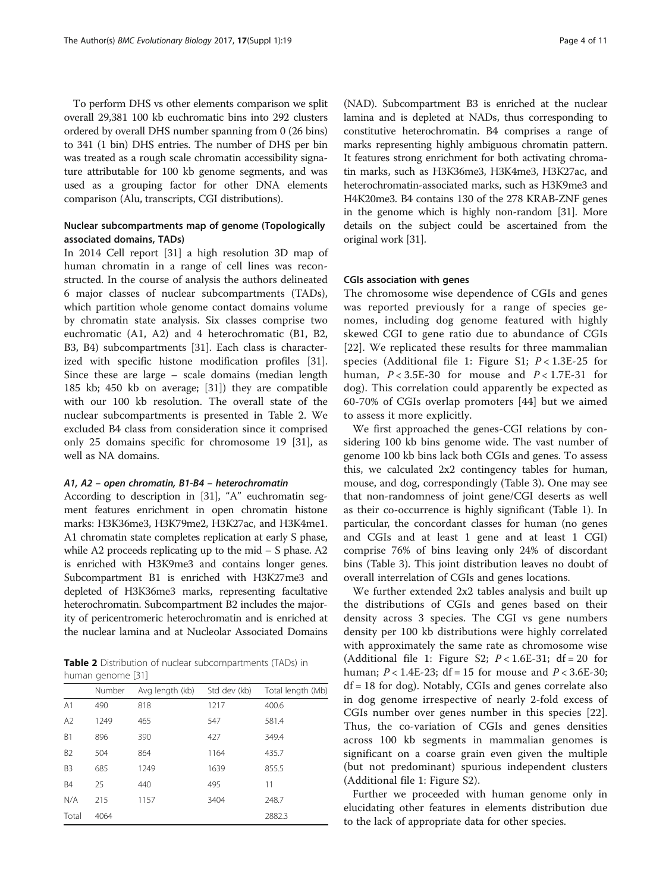To perform DHS vs other elements comparison we split overall 29,381 100 kb euchromatic bins into 292 clusters ordered by overall DHS number spanning from 0 (26 bins) to 341 (1 bin) DHS entries. The number of DHS per bin was treated as a rough scale chromatin accessibility signature attributable for 100 kb genome segments, and was used as a grouping factor for other DNA elements comparison (Alu, transcripts, CGI distributions).

## Nuclear subcompartments map of genome (Topologically associated domains, TADs)

In 2014 Cell report [31] a high resolution 3D map of human chromatin in a range of cell lines was reconstructed. In the course of analysis the authors delineated 6 major classes of nuclear subcompartments (TADs), which partition whole genome contact domains volume by chromatin state analysis. Six classes comprise two euchromatic (A1, A2) and 4 heterochromatic (B1, B2, B3, B4) subcompartments [31]. Each class is characterized with specific histone modification profiles [31]. Since these are large – scale domains (median length 185 kb; 450 kb on average; [31]) they are compatible with our 100 kb resolution. The overall state of the nuclear subcompartments is presented in Table 2. We excluded B4 class from consideration since it comprised only 25 domains specific for chromosome 19 [31], as well as NA domains.

### *A1, A2 – open chromatin, B1-B4 – heterochromatin*

According to description in [31], "A" euchromatin segment features enrichment in open chromatin histone marks: H3K36me3, H3K79me2, H3K27ac, and H3K4me1. A1 chromatin state completes replication at early S phase, while A2 proceeds replicating up to the mid – S phase. A2 is enriched with H3K9me3 and contains longer genes. Subcompartment B1 is enriched with H3K27me3 and depleted of H3K36me3 marks, representing facultative heterochromatin. Subcompartment B2 includes the majority of pericentromeric heterochromatin and is enriched at the nuclear lamina and at Nucleolar Associated Domains (NAD). Subcompartment B3 is enriched at the nuclear lamina and is depleted at NADs, thus corresponding to constitutive heterochromatin. B4 comprises a range of marks representing highly ambiguous chromatin pattern. It features strong enrichment for both activating chromatin marks, such as H3K36me3, H3K4me3, H3K27ac, and heterochromatin-associated marks, such as H3K9me3 and H4K20me3. B4 contains 130 of the 278 KRAB-ZNF genes in the genome which is highly non-random [31]. More details on the subject could be ascertained from the original work [31].

**Table 2** Distribution of nuclear subcompartments (TADs) in human genome [31]

| | Number | Avg length (kb) | Std dev (kb) | Total length (Mb) |
|---|---|---|---|---|
| A1 | 490 | 818 | 1217 | 400.6 |
| A2 | 1249 | 465 | 547 | 581.4 |
| B1 | 896 | 390 | 427 | 349.4 |
| B2 | 504 | 864 | 1164 | 435.7 |
| B3 | 685 | 1249 | 1639 | 855.5 |
| B4 | 25 | 440 | 495 | 11 |
| N/A | 215 | 1157 | 3404 | 248.7 |
| Total | 4064 | | | 2882.3 |

## CGIs association with genes

The chromosome wise dependence of CGIs and genes was reported previously for a range of species genomes, including dog genome featured with highly skewed CGI to gene ratio due to abundance of CGIs [22]. We replicated these results for three mammalian species (Additional file 1: Figure S1; $P < 1.3E\text{-}25$ for human, $P < 3.5E\text{-}30$ for mouse and $P < 1.7E\text{-}31$ for dog). This correlation could apparently be expected as 60-70% of CGIs overlap promoters [44] but we aimed to assess it more explicitly.

We first approached the genes-CGI relations by considering 100 kb bins genome wide. The vast number of genome 100 kb bins lack both CGIs and genes. To assess this, we calculated 2x2 contingency tables for human, mouse, and dog, correspondingly (Table 3). One may see that non-randomness of joint gene/CGI deserts as well as their co-occurrence is highly significant (Table 1). In particular, the concordant classes for human (no genes and CGIs and at least 1 gene and at least 1 CGI) comprise 76% of bins leaving only 24% of discordant bins (Table 3). This joint distribution leaves no doubt of overall interrelation of CGIs and genes locations.

We further extended 2x2 tables analysis and built up the distributions of CGIs and genes based on their density across 3 species. The CGI vs gene numbers density per 100 kb distributions were highly correlated with approximately the same rate as chromosome wise (Additional file 1: Figure S2; $P < 1.6E\text{-}31$; $df = 20$ for human; $P < 1.4E\text{-}23$; $df = 15$ for mouse and $P < 3.6E\text{-}30$; $df = 18$ for dog). Notably, CGIs and genes correlate also in dog genome irrespective of nearly 2-fold excess of CGIs number over genes number in this species [22]. Thus, the co-variation of CGIs and genes densities across 100 kb segments in mammalian genomes is significant on a coarse grain even given the multiple (but not predominant) spurious independent clusters (Additional file 1: Figure S2).

Further we proceeded with human genome only in elucidating other features in elements distribution due to the lack of appropriate data for other species.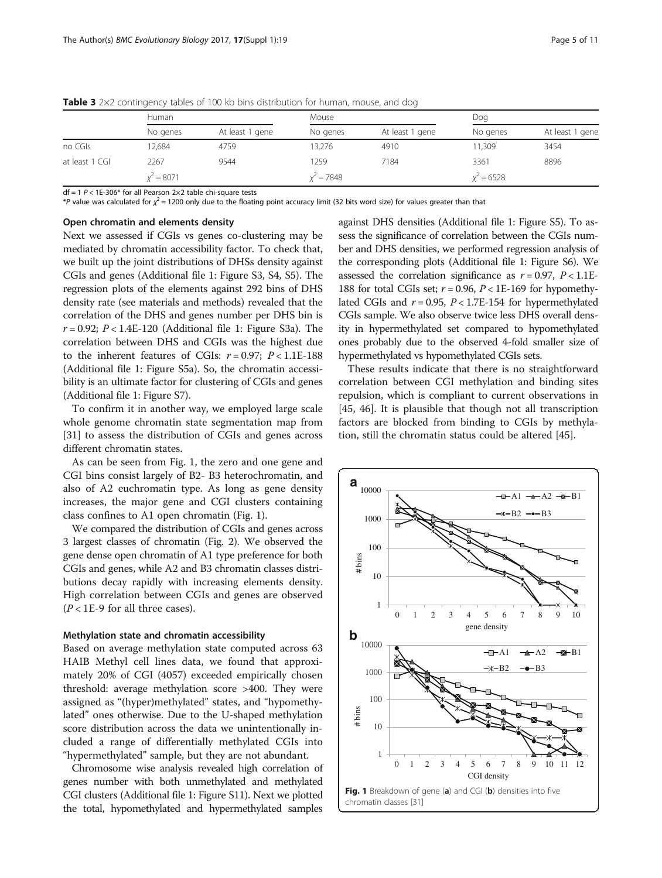**Table 3** 2×2 contingency tables of 100 kb bins distribution for human, mouse, and dog

| | Human | | Mouse | | Dog | |
|---|---|---|---|---|---|---|
| | No genes | At least 1 gene | No genes | At least 1 gene | No genes | At least 1 gene |
| no CGIs | 12,684 | 4759 | 13,276 | 4910 | 11,309 | 3454 |
| at least 1 CGI | 2267 | 9544 | 1259 | 7184 | 3361 | 8896 |
| | $\chi^2 = 8071$ | | $\chi^2 = 7848$ | | $\chi^2 = 6528$ | |

df = 1 $P <$ 1E-306* for all Pearson 2×2 table chi-square tests

*$P$ value was calculated for $\chi^2 = 1200$ only due to the floating point accuracy limit (32 bits word size) for values greater than that

### Open chromatin and elements density

Next we assessed if CGIs vs genes co-clustering may be mediated by chromatin accessibility factor. To check that, we built up the joint distributions of DHSs density against CGIs and genes (Additional file 1: Figure S3, S4, S5). The regression plots of the elements against 292 bins of DHS density rate (see materials and methods) revealed that the correlation of the DHS and genes number per DHS bin is $r = 0.92$; $P <$ 1.4E-120 (Additional file 1: Figure S3a). The correlation between DHS and CGIs was the highest due to the inherent features of CGIs: $r = 0.97$; $P <$ 1.1E-188 (Additional file 1: Figure S5a). So, the chromatin accessibility is an ultimate factor for clustering of CGIs and genes (Additional file 1: Figure S7).

To confirm it in another way, we employed large scale whole genome chromatin state segmentation map from [31] to assess the distribution of CGIs and genes across different chromatin states.

As can be seen from Fig. 1, the zero and one gene and CGI bins consist largely of B2- B3 heterochromatin, and also of A2 euchromatin type. As long as gene density increases, the major gene and CGI clusters containing class confines to A1 open chromatin (Fig. 1).

We compared the distribution of CGIs and genes across 3 largest classes of chromatin (Fig. 2). We observed the gene dense open chromatin of A1 type preference for both CGIs and genes, while A2 and B3 chromatin classes distributions decay rapidly with increasing elements density. High correlation between CGIs and genes are observed ($P <$ 1E-9 for all three cases).

### Methylation state and chromatin accessibility

Based on average methylation state computed across 63 HAIB Methyl cell lines data, we found that approximately 20% of CGI (4057) exceeded empirically chosen threshold: average methylation score >400. They were assigned as "(hyper)methylated" states, and "hypomethylated" ones otherwise. Due to the U-shaped methylation score distribution across the data we unintentionally included a range of differentially methylated CGIs into "hypermethylated" sample, but they are not abundant.

Chromosome wise analysis revealed high correlation of genes number with both unmethylated and methylated CGI clusters (Additional file 1: Figure S11). Next we plotted the total, hypomethylated and hypermethylated samples against DHS densities (Additional file 1: Figure S5). To assess the significance of correlation between the CGIs number and DHS densities, we performed regression analysis of the corresponding plots (Additional file 1: Figure S6). We assessed the correlation significance as $r = 0.97$, $P <$ 1.1E-188 for total CGIs set; $r = 0.96$, $P <$ 1E-169 for hypomethylated CGIs and $r = 0.95$, $P <$ 1.7E-154 for hypermethylated CGIs sample. We also observe twice less DHS overall density in hypermethylated set compared to hypomethylated ones probably due to the observed 4-fold smaller size of hypermethylated vs hypomethylated CGIs sets.

These results indicate that there is no straightforward correlation between CGI methylation and binding sites repulsion, which is compliant to current observations in [45, 46]. It is plausible that though not all transcription factors are blocked from binding to CGIs by methylation, still the chromatin status could be altered [45].

**Fig. 1** Breakdown of gene (**a**) and CGI (**b**) densities into five chromatin classes [31]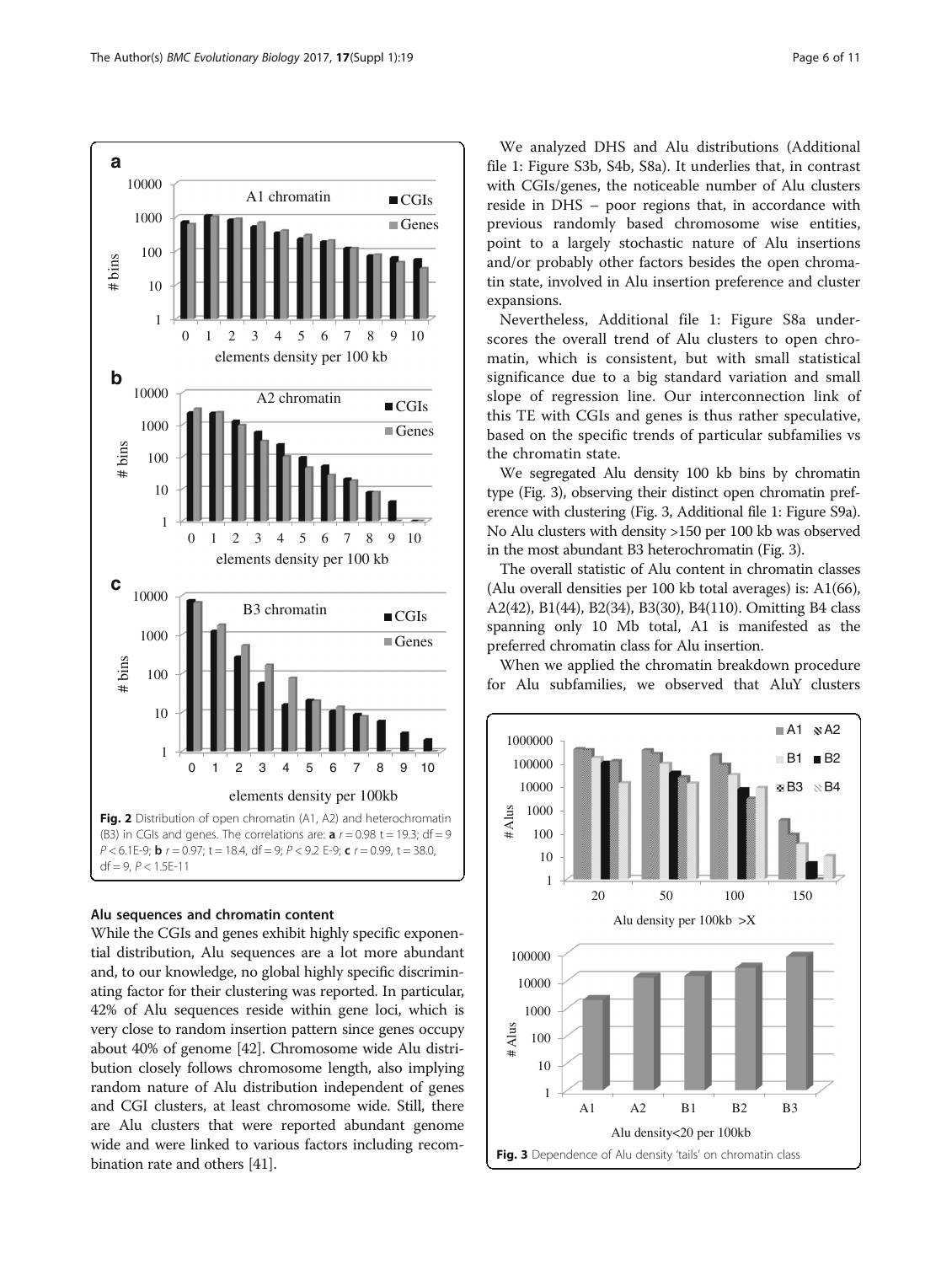Fig. 2 Distribution of open chromatin (A1, A2) and heterochromatin (B3) in CGIs and genes. The correlations are: **a** $r = 0.98$ $t = 19.3$; $df = 9$ $P < 6.1E\text{-}9$; **b** $r = 0.97$; $t = 18.4$, $df = 9$; $P < 9.2$ E-9; **c** $r = 0.99$, $t = 38.0$, $df = 9$, $P < 1.5E\text{-}11$

## Alu sequences and chromatin content

While the CGIs and genes exhibit highly specific exponential distribution, Alu sequences are a lot more abundant and, to our knowledge, no global highly specific discriminating factor for their clustering was reported. In particular, 42% of Alu sequences reside within gene loci, which is very close to random insertion pattern since genes occupy about 40% of genome [42]. Chromosome wide Alu distribution closely follows chromosome length, also implying random nature of Alu distribution independent of genes and CGI clusters, at least chromosome wide. Still, there are Alu clusters that were reported abundant genome wide and were linked to various factors including recombination rate and others [41].

We analyzed DHS and Alu distributions (Additional file 1: Figure S3b, S4b, S8a). It underlies that, in contrast with CGIs/genes, the noticeable number of Alu clusters reside in DHS – poor regions that, in accordance with previous randomly based chromosome wise entities, point to a largely stochastic nature of Alu insertions and/or probably other factors besides the open chromatin state, involved in Alu insertion preference and cluster expansions.

Nevertheless, Additional file 1: Figure S8a underscores the overall trend of Alu clusters to open chromatin, which is consistent, but with small statistical significance due to a big standard variation and small slope of regression line. Our interconnection link of this TE with CGIs and genes is thus rather speculative, based on the specific trends of particular subfamilies vs the chromatin state.

We segregated Alu density 100 kb bins by chromatin type (Fig. 3), observing their distinct open chromatin preference with clustering (Fig. 3, Additional file 1: Figure S9a). No Alu clusters with density >150 per 100 kb was observed in the most abundant B3 heterochromatin (Fig. 3).

The overall statistic of Alu content in chromatin classes (Alu overall densities per 100 kb total averages) is: A1(66), A2(42), B1(44), B2(34), B3(30), B4(110). Omitting B4 class spanning only 10 Mb total, A1 is manifested as the preferred chromatin class for Alu insertion.

When we applied the chromatin breakdown procedure for Alu subfamilies, we observed that AluY clusters

Fig. 3 Dependence of Alu density 'tails' on chromatin class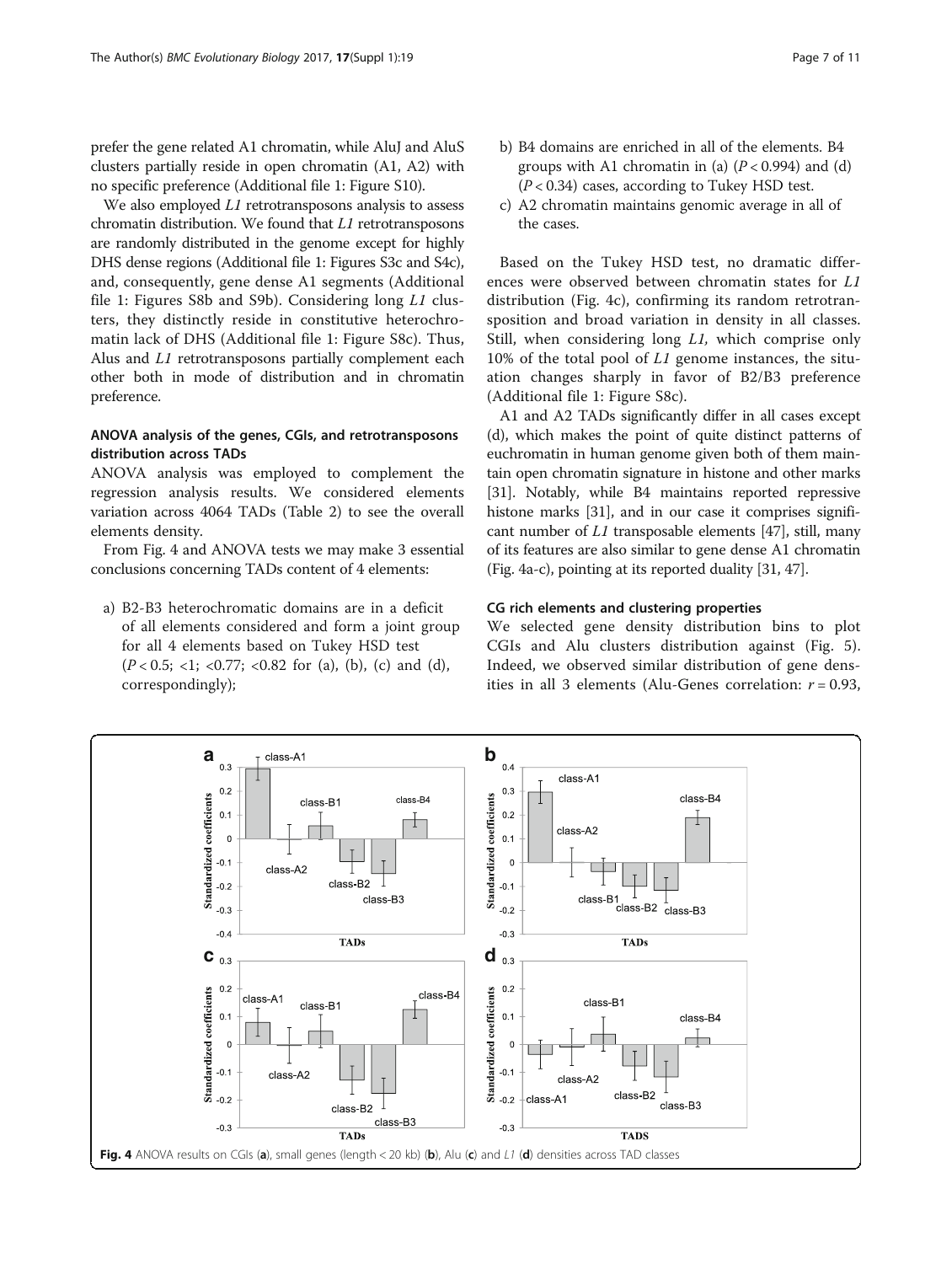prefer the gene related A1 chromatin, while AluJ and AluS clusters partially reside in open chromatin (A1, A2) with no specific preference (Additional file 1: Figure S10).

We also employed *L1* retrotransposons analysis to assess chromatin distribution. We found that *L1* retrotransposons are randomly distributed in the genome except for highly DHS dense regions (Additional file 1: Figures S3c and S4c), and, consequently, gene dense A1 segments (Additional file 1: Figures S8b and S9b). Considering long *L1* clusters, they distinctly reside in constitutive heterochromatin lack of DHS (Additional file 1: Figure S8c). Thus, Alus and *L1* retrotransposons partially complement each other both in mode of distribution and in chromatin preference.

### ANOVA analysis of the genes, CGIs, and retrotransposons distribution across TADs

ANOVA analysis was employed to complement the regression analysis results. We considered elements variation across 4064 TADs (Table 2) to see the overall elements density.

From Fig. 4 and ANOVA tests we may make 3 essential conclusions concerning TADs content of 4 elements:

a) B2-B3 heterochromatic domains are in a deficit of all elements considered and form a joint group for all 4 elements based on Tukey HSD test ($P < 0.5$; <1; <0.77; <0.82 for (a), (b), (c) and (d), correspondingly);
b) B4 domains are enriched in all of the elements. B4 groups with A1 chromatin in (a) ($P < 0.994$) and (d) ($P < 0.34$) cases, according to Tukey HSD test.
c) A2 chromatin maintains genomic average in all of the cases.

Based on the Tukey HSD test, no dramatic differences were observed between chromatin states for *L1* distribution (Fig. 4c), confirming its random retrotransposition and broad variation in density in all classes. Still, when considering long *L1*, which comprise only 10% of the total pool of *L1* genome instances, the situation changes sharply in favor of B2/B3 preference (Additional file 1: Figure S8c).

A1 and A2 TADs significantly differ in all cases except (d), which makes the point of quite distinct patterns of euchromatin in human genome given both of them maintain open chromatin signature in histone and other marks [31]. Notably, while B4 maintains reported repressive histone marks [31], and in our case it comprises significant number of *L1* transposable elements [47], still, many of its features are also similar to gene dense A1 chromatin (Fig. 4a-c), pointing at its reported duality [31, 47].

### CG rich elements and clustering properties

We selected gene density distribution bins to plot CGIs and Alu clusters distribution against (Fig. 5). Indeed, we observed similar distribution of gene densities in all 3 elements (Alu-Genes correlation: $r = 0.93$,

**Fig. 4** ANOVA results on CGIs (**a**), small genes (length < 20 kb) (**b**), Alu (**c**) and *L1* (**d**) densities across TAD classes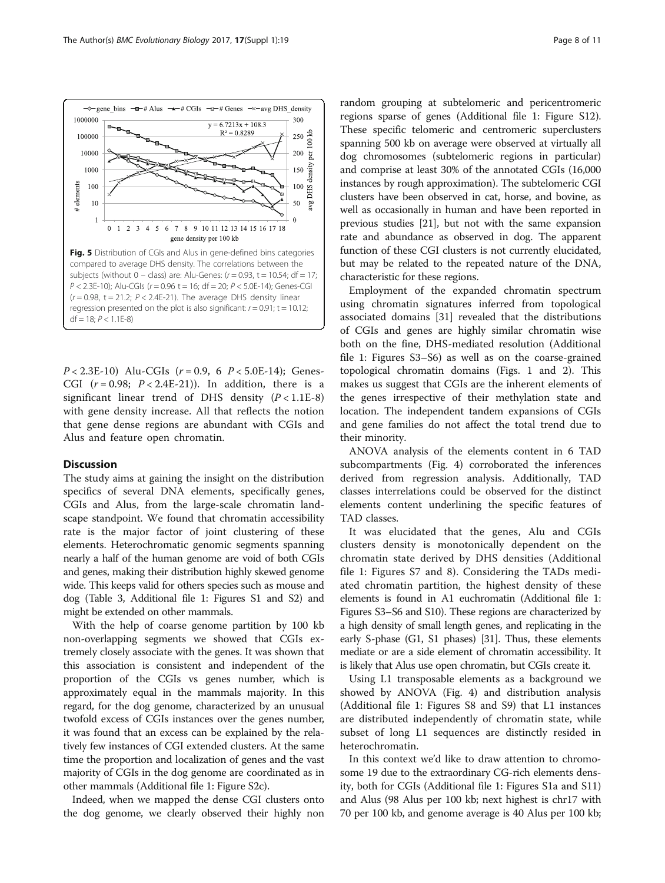Fig. 5 Distribution of CGIs and Alus in gene-defined bins categories compared to average DHS density. The correlations between the subjects (without 0 – class) are: Alu-Genes: ($r = 0.93$, $t = 10.54$; $df = 17$; $P < 2.3E\text{-}10$); Alu-CGIs ($r = 0.96$ $t = 16$; $df = 20$; $P < 5.0E\text{-}14$); Genes-CGI ($r = 0.98$, $t = 21.2$; $P < 2.4E\text{-}21$). The average DHS density linear regression presented on the plot is also significant: $r = 0.91$; $t = 10.12$; $df = 18$; $P < 1.1E\text{-}8$)

$P < 2.3E\text{-}10$) Alu-CGIs ($r = 0.9$, 6 $P < 5.0E\text{-}14$); Genes-CGI ($r = 0.98$; $P < 2.4E\text{-}21$)). In addition, there is a significant linear trend of DHS density ($P < 1.1E\text{-}8$) with gene density increase. All that reflects the notion that gene dense regions are abundant with CGIs and Alus and feature open chromatin.

## Discussion

The study aims at gaining the insight on the distribution specifics of several DNA elements, specifically genes, CGIs and Alus, from the large-scale chromatin landscape standpoint. We found that chromatin accessibility rate is the major factor of joint clustering of these elements. Heterochromatic genomic segments spanning nearly a half of the human genome are void of both CGIs and genes, making their distribution highly skewed genome wide. This keeps valid for others species such as mouse and dog (Table 3, Additional file 1: Figures S1 and S2) and might be extended on other mammals.

With the help of coarse genome partition by 100 kb non-overlapping segments we showed that CGIs extremely closely associate with the genes. It was shown that this association is consistent and independent of the proportion of the CGIs vs genes number, which is approximately equal in the mammals majority. In this regard, for the dog genome, characterized by an unusual twofold excess of CGIs instances over the genes number, it was found that an excess can be explained by the relatively few instances of CGI extended clusters. At the same time the proportion and localization of genes and the vast majority of CGIs in the dog genome are coordinated as in other mammals (Additional file 1: Figure S2c).

Indeed, when we mapped the dense CGI clusters onto the dog genome, we clearly observed their highly non random grouping at subtelomeric and pericentromeric regions sparse of genes (Additional file 1: Figure S12). These specific telomeric and centromeric superclusters spanning 500 kb on average were observed at virtually all dog chromosomes (subtelomeric regions in particular) and comprise at least 30% of the annotated CGIs (16,000 instances by rough approximation). The subtelomeric CGI clusters have been observed in cat, horse, and bovine, as well as occasionally in human and have been reported in previous studies [21], but not with the same expansion rate and abundance as observed in dog. The apparent function of these CGI clusters is not currently elucidated, but may be related to the repeated nature of the DNA, characteristic for these regions.

Employment of the expanded chromatin spectrum using chromatin signatures inferred from topological associated domains [31] revealed that the distributions of CGIs and genes are highly similar chromatin wise both on the fine, DHS-mediated resolution (Additional file 1: Figures S3–S6) as well as on the coarse-grained topological chromatin domains (Figs. 1 and 2). This makes us suggest that CGIs are the inherent elements of the genes irrespective of their methylation state and location. The independent tandem expansions of CGIs and gene families do not affect the total trend due to their minority.

ANOVA analysis of the elements content in 6 TAD subcompartments (Fig. 4) corroborated the inferences derived from regression analysis. Additionally, TAD classes interrelations could be observed for the distinct elements content underlining the specific features of TAD classes.

It was elucidated that the genes, Alu and CGIs clusters density is monotonically dependent on the chromatin state derived by DHS densities (Additional file 1: Figures S7 and 8). Considering the TADs mediated chromatin partition, the highest density of these elements is found in A1 euchromatin (Additional file 1: Figures S3–S6 and S10). These regions are characterized by a high density of small length genes, and replicating in the early S-phase (G1, S1 phases) [31]. Thus, these elements mediate or are a side element of chromatin accessibility. It is likely that Alus use open chromatin, but CGIs create it.

Using L1 transposable elements as a background we showed by ANOVA (Fig. 4) and distribution analysis (Additional file 1: Figures S8 and S9) that L1 instances are distributed independently of chromatin state, while subset of long L1 sequences are distinctly resided in heterochromatin.

In this context we'd like to draw attention to chromosome 19 due to the extraordinary CG-rich elements density, both for CGIs (Additional file 1: Figures S1a and S11) and Alus (98 Alus per 100 kb; next highest is chr17 with 70 per 100 kb, and genome average is 40 Alus per 100 kb;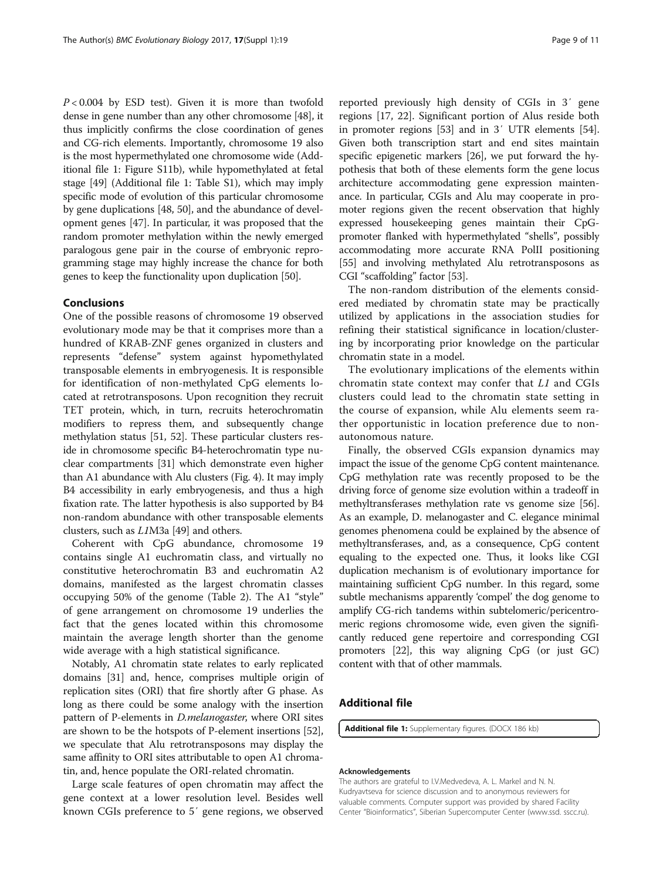$P < 0.004$ by ESD test). Given it is more than twofold dense in gene number than any other chromosome [48], it thus implicitly confirms the close coordination of genes and CG-rich elements. Importantly, chromosome 19 also is the most hypermethylated one chromosome wide (Additional file 1: Figure S11b), while hypomethylated at fetal stage [49] (Additional file 1: Table S1), which may imply specific mode of evolution of this particular chromosome by gene duplications [48, 50], and the abundance of development genes [47]. In particular, it was proposed that the random promoter methylation within the newly emerged paralogous gene pair in the course of embryonic reprogramming stage may highly increase the chance for both genes to keep the functionality upon duplication [50].

## Conclusions

One of the possible reasons of chromosome 19 observed evolutionary mode may be that it comprises more than a hundred of KRAB-ZNF genes organized in clusters and represents "defense" system against hypomethylated transposable elements in embryogenesis. It is responsible for identification of non-methylated CpG elements located at retrotransposons. Upon recognition they recruit TET protein, which, in turn, recruits heterochromatin modifiers to repress them, and subsequently change methylation status [51, 52]. These particular clusters reside in chromosome specific B4-heterochromatin type nuclear compartments [31] which demonstrate even higher than A1 abundance with Alu clusters (Fig. 4). It may imply B4 accessibility in early embryogenesis, and thus a high fixation rate. The latter hypothesis is also supported by B4 non-random abundance with other transposable elements clusters, such as *L1*M3a [49] and others.

Coherent with CpG abundance, chromosome 19 contains single A1 euchromatin class, and virtually no constitutive heterochromatin B3 and euchromatin A2 domains, manifested as the largest chromatin classes occupying 50% of the genome (Table 2). The A1 "style" of gene arrangement on chromosome 19 underlies the fact that the genes located within this chromosome maintain the average length shorter than the genome wide average with a high statistical significance.

Notably, A1 chromatin state relates to early replicated domains [31] and, hence, comprises multiple origin of replication sites (ORI) that fire shortly after G phase. As long as there could be some analogy with the insertion pattern of P-elements in *D.melanogaster*, where ORI sites are shown to be the hotspots of P-element insertions [52], we speculate that Alu retrotransposons may display the same affinity to ORI sites attributable to open A1 chromatin, and, hence populate the ORI-related chromatin.

Large scale features of open chromatin may affect the gene context at a lower resolution level. Besides well known CGIs preference to 5′ gene regions, we observed reported previously high density of CGIs in 3′ gene regions [17, 22]. Significant portion of Alus reside both in promoter regions [53] and in 3′ UTR elements [54]. Given both transcription start and end sites maintain specific epigenetic markers [26], we put forward the hypothesis that both of these elements form the gene locus architecture accommodating gene expression maintenance. In particular, CGIs and Alu may cooperate in promoter regions given the recent observation that highly expressed housekeeping genes maintain their CpG-promoter flanked with hypermethylated "shells", possibly accommodating more accurate RNA PolII positioning [55] and involving methylated Alu retrotransposons as CGI "scaffolding" factor [53].

The non-random distribution of the elements considered mediated by chromatin state may be practically utilized by applications in the association studies for refining their statistical significance in location/clustering by incorporating prior knowledge on the particular chromatin state in a model.

The evolutionary implications of the elements within chromatin state context may confer that *L1* and CGIs clusters could lead to the chromatin state setting in the course of expansion, while Alu elements seem rather opportunistic in location preference due to non-autonomous nature.

Finally, the observed CGIs expansion dynamics may impact the issue of the genome CpG content maintenance. CpG methylation rate was recently proposed to be the driving force of genome size evolution within a tradeoff in methyltransferases methylation rate vs genome size [56]. As an example, D. melanogaster and C. elegance minimal genomes phenomena could be explained by the absence of methyltransferases, and, as a consequence, CpG content equaling to the expected one. Thus, it looks like CGI duplication mechanism is of evolutionary importance for maintaining sufficient CpG number. In this regard, some subtle mechanisms apparently 'compel' the dog genome to amplify CG-rich tandems within subtelomeric/pericentromeric regions chromosome wide, even given the significantly reduced gene repertoire and corresponding CGI promoters [22], this way aligning CpG (or just GC) content with that of other mammals.

## Additional file

**Additional file 1:** Supplementary figures. (DOCX 186 kb)

#### Acknowledgements

The authors are grateful to I.V.Medvedeva, A. L. Markel and N. N. Kudryavtseva for science discussion and to anonymous reviewers for valuable comments. Computer support was provided by shared Facility Center "Bioinformatics", Siberian Supercomputer Center (www.ssd. sscc.ru).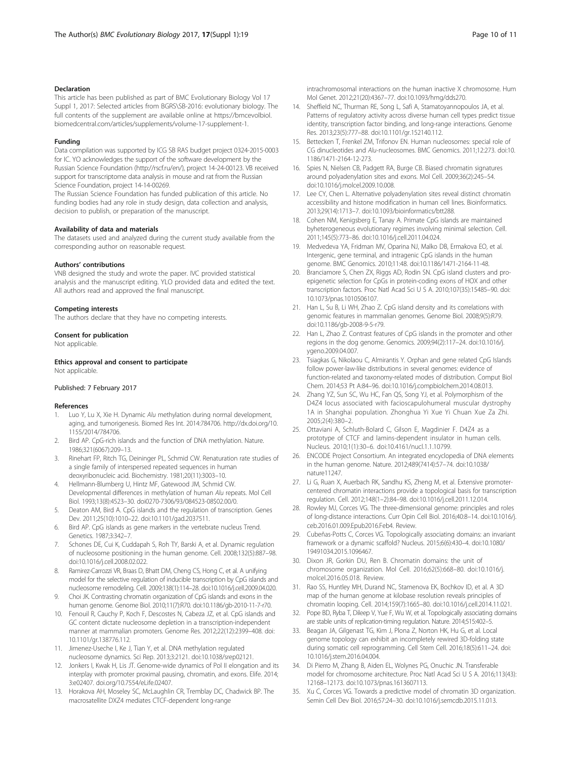#### Declaration

This article has been published as part of BMC Evolutionary Biology Vol 17 Suppl 1, 2017: Selected articles from BGRS\SB-2016: evolutionary biology. The full contents of the supplement are available online at https://bmcevolbiol.biomedcentral.com/articles/supplements/volume-17-supplement-1.

#### Funding

Data compilation was supported by ICG SB RAS budget project 0324-2015-0003 for IC. YO acknowledges the support of the software development by the Russian Science Foundation (http://rscf.ru/en/), project 14-24-00123. VB received support for transcriptome data analysis in mouse and rat from the Russian Science Foundation, project 14-14-00269.

The Russian Science Foundation has funded publication of this article. No funding bodies had any role in study design, data collection and analysis, decision to publish, or preparation of the manuscript.

#### Availability of data and materials

The datasets used and analyzed during the current study available from the corresponding author on reasonable request.

#### Authors' contributions

VNB designed the study and wrote the paper. IVC provided statistical analysis and the manuscript editing. YLO provided data and edited the text. All authors read and approved the final manuscript.

#### Competing interests

The authors declare that they have no competing interests.

#### Consent for publication

Not applicable.

#### Ethics approval and consent to participate

Not applicable.

Published: 7 February 2017

#### References

1. Luo Y, Lu X, Xie H. Dynamic *Alu* methylation during normal development, aging, and tumorigenesis. Biomed Res Int. 2014:784706. http://dx.doi.org/10.1155/2014/784706.
2. Bird AP. CpG-rich islands and the function of DNA methylation. Nature. 1986;321(6067):209–13.
3. Rinehart FP, Ritch TG, Deininger PL, Schmid CW. Renaturation rate studies of a single family of interspersed repeated sequences in human deoxyribonucleic acid. Biochemistry. 1981;20(11):3003–10.
4. Hellmann-Blumberg U, Hintz MF, Gatewood JM, Schmid CW. Developmental differences in methylation of human *Alu* repeats. Mol Cell Biol. 1993;13(8):4523–30. doi0270-7306/93/084523-08$02.00/0.
5. Deaton AM, Bird A. CpG islands and the regulation of transcription. Genes Dev. 2011;25(10):1010–22. doi:10.1101/gad.2037511.
6. Bird AP. CpG islands as gene markers in the vertebrate nucleus Trend. Genetics. 1987;3:342–7.
7. Schones DE, Cui K, Cuddapah S, Roh TY, Barski A, et al. Dynamic regulation of nucleosome positioning in the human genome. Cell. 2008;132(5):887–98. doi:10.1016/j.cell.2008.02.022.
8. Ramirez-Carrozzi VR, Braas D, Bhatt DM, Cheng CS, Hong C, et al. A unifying model for the selective regulation of inducible transcription by CpG islands and nucleosome remodeling. Cell. 2009;138(1):114–28. doi:10.1016/j.cell.2009.04.020.
9. Choi JK. Contrasting chromatin organization of CpG islands and exons in the human genome. Genome Biol. 2010;11(7):R70. doi:10.1186/gb-2010-11-7-r70.
10. Fenouil R, Cauchy P, Koch F, Descostes N, Cabeza JZ, et al. CpG islands and GC content dictate nucleosome depletion in a transcription-independent manner at mammalian promoters. Genome Res. 2012;22(12):2399–408. doi:10.1101/gr.138776.112.
11. Jimenez-Useche I, Ke J, Tian Y, et al. DNA methylation regulated nucleosome dynamics. Sci Rep. 2013;3:2121. doi:10.1038/srep02121.
12. Jonkers I, Kwak H, Lis JT. Genome-wide dynamics of Pol II elongation and its interplay with promoter proximal pausing, chromatin, and exons. Elife. 2014;3:e02407. doi.org/10.7554/eLife.02407.
13. Horakova AH, Moseley SC, McLaughlin CR, Tremblay DC, Chadwick BP. The macrosatellite DXZ4 mediates CTCF-dependent long-range intrachromosomal interactions on the human inactive X chromosome. Hum Mol Genet. 2012;21(20):4367–77. doi:10.1093/hmg/dds270.
14. Sheffield NC, Thurman RE, Song L, Safi A, Stamatoyannopoulos JA, et al. Patterns of regulatory activity across diverse human cell types predict tissue identity, transcription factor binding, and long-range interactions. Genome Res. 2013;23(5):777–88. doi:10.1101/gr.152140.112.
15. Bettecken T, Frenkel ZM, Trifonov EN. Human nucleosomes: special role of CG dinucleotides and *Alu*-nucleosomes. BMC Genomics. 2011;12:273. doi:10.1186/1471-2164-12-273.
16. Spies N, Nielsen CB, Padgett RA, Burge CB. Biased chromatin signatures around polyadenylation sites and exons. Mol Cell. 2009;36(2):245–54. doi:10.1016/j.molcel.2009.10.008.
17. Lee CY, Chen L. Alternative polyadenylation sites reveal distinct chromatin accessibility and histone modification in human cell lines. Bioinformatics. 2013;29(14):1713–7. doi:10.1093/bioinformatics/btt288.
18. Cohen NM, Kenigsberg E, Tanay A. Primate CpG islands are maintained byheterogeneous evolutionary regimes involving minimal selection. Cell. 2011;145(5):773–86. doi:10.1016/j.cell.2011.04.024.
19. Medvedeva YA, Fridman MV, Oparina NJ, Malko DB, Ermakova EO, et al. Intergenic, gene terminal, and intragenic CpG islands in the human genome. BMC Genomics. 2010;11:48. doi:10.1186/1471-2164-11-48.
20. Branciamore S, Chen ZX, Riggs AD, Rodin SN. CpG island clusters and pro-epigenetic selection for CpGs in protein-coding exons of HOX and other transcription factors. Proc Natl Acad Sci U S A. 2010;107(35):15485–90. doi:10.1073/pnas.1010506107.
21. Han L, Su B, Li WH, Zhao Z. CpG island density and its correlations with genomic features in mammalian genomes. Genome Biol. 2008;9(5):R79. doi:10.1186/gb-2008-9-5-r79.
22. Han L, Zhao Z. Contrast features of CpG islands in the promoter and other regions in the dog genome. Genomics. 2009;94(2):117–24. doi:10.1016/j.ygeno.2009.04.007.
23. Tsiagkas G, Nikolaou C, Almirantis Y. Orphan and gene related CpG Islands follow power-law-like distributions in several genomes: evidence of function-related and taxonomy-related modes of distribution. Comput Biol Chem. 2014;53 Pt A:84–96. doi:10.1016/j.compbiolchem.2014.08.013.
24. Zhang YZ, Sun SC, Wu HC, Fan QS, Song YJ, et al. Polymorphism of the D4Z4 locus associated with facioscapulohumeral muscular dystrophy 1A in Shanghai population. Zhonghua Yi Xue Yi Chuan Xue Za Zhi. 2005;2(4):380–2.
25. Ottaviani A, Schluth-Bolard C, Gilson E, Magdinier F. D4Z4 as a prototype of CTCF and lamins-dependent insulator in human cells. Nucleus. 2010;1(1):30–6. doi:10.4161/nucl.1.1.10799.
26. ENCODE Project Consortium. An integrated encyclopedia of DNA elements in the human genome. Nature. 2012;489(7414):57–74. doi:10.1038/nature11247.
27. Li G, Ruan X, Auerbach RK, Sandhu KS, Zheng M, et al. Extensive promoter-centered chromatin interactions provide a topological basis for transcription regulation. Cell. 2012;148(1–2):84–98. doi:10.1016/j.cell.2011.12.014.
28. Rowley MJ, Corces VG. The three-dimensional genome: principles and roles of long-distance interactions. Curr Opin Cell Biol. 2016;40:8–14. doi:10.1016/j.ceb.2016.01.009.Epub2016.Feb4. Review.
29. Cubeñas-Potts C, Corces VG. Topologically associating domains: an invariant framework or a dynamic scaffold? Nucleus. 2015;6(6):430–4. doi:10.1080/19491034.2015.1096467.
30. Dixon JR, Gorkin DU, Ren B. Chromatin domains: the unit of chromosome organization. Mol Cell. 2016;62(5):668–80. doi:10.1016/j.molcel.2016.05.018. Review.
31. Rao SS, Huntley MH, Durand NC, Stamenova EK, Bochkov ID, et al. A 3D map of the human genome at kilobase resolution reveals principles of chromatin looping. Cell. 2014;159(7):1665–80. doi:10.1016/j.cell.2014.11.021.
32. Pope BD, Ryba T, Dileep V, Yue F, Wu W, et al. Topologically associating domains are stable units of replication-timing regulation. Nature. 2014;515:402–5.
33. Beagan JA, Gilgenast TG, Kim J, Plona Z, Norton HK, Hu G, et al. Local genome topology can exhibit an incompletely rewired 3D-folding state during somatic cell reprogramming. Cell Stem Cell. 2016;18(5):611–24. doi:10.1016/j.stem.2016.04.004.
34. Di Pierro M, Zhang B, Aiden EL, Wolynes PG, Onuchic JN. Transferable model for chromosome architecture. Proc Natl Acad Sci U S A. 2016;113(43):12168–12173. doi:10.1073/pnas.1613607113.
35. Xu C, Corces VG. Towards a predictive model of chromatin 3D organization. Semin Cell Dev Biol. 2016;57:24–30. doi:10.1016/j.semcdb.2015.11.013.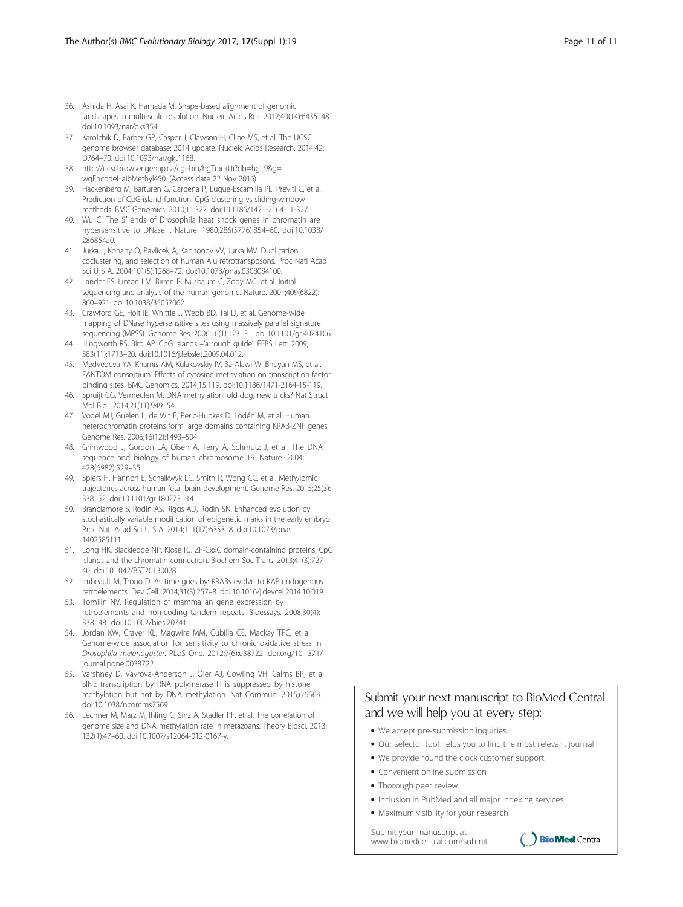36. Ashida H, Asai K, Hamada M. Shape-based alignment of genomic landscapes in multi-scale resolution. Nucleic Acids Res. 2012;40(14):6435–48. doi:10.1093/nar/gks354.
37. Karolchik D, Barber GP, Casper J, Clawson H, Cline MS, et al. The UCSC genome browser database: 2014 update. Nucleic Acids Research. 2014;42: D764–70. doi:10.1093/nar/gkt1168.
38. http://ucscbrowser.genap.ca/cgi-bin/hgTrackUi?db=hg19&g=wgEncodeHaibMethyl450. (Access date 22 Nov 2016).
39. Hackenberg M, Barturen G, Carpena P, Luque-Escamilla PL, Previti C, et al. Prediction of CpG-island function: CpG clustering vs sliding-window methods. BMC Genomics. 2010;11:327. doi:10.1186/1471-2164-11-327.
40. Wu C. The 5′ ends of Drosophila heat shock genes in chromatin are hypersensitive to DNase I. Nature. 1980;286(5776):854–60. doi:10.1038/286854a0.
41. Jurka J, Kohany O, Pavlicek A, Kapitonov VV, Jurka MV. Duplication, coclustering, and selection of human Alu retrotransposons. Proc Natl Acad Sci U S A. 2004;101(5):1268–72. doi:10.1073/pnas.0308084100.
42. Lander ES, Linton LM, Birren B, Nusbaum C, Zody MC, et al. Initial sequencing and analysis of the human genome. Nature. 2001;409(6822): 860–921. doi:10.1038/35057062.
43. Crawford GE, Holt IE, Whittle J, Webb BD, Tai D, et al. Genome-wide mapping of DNase hypersensitive sites using massively parallel signature sequencing (MPSS). Genome Res. 2006;16(1):123–31. doi:10.1101/gr.4074106.
44. Illingworth RS, Bird AP. CpG Islands –'a rough guide'. FEBS Lett. 2009; 583(11):1713–20. doi:10.1016/j.febslet.2009.04.012.
45. Medvedeva YA, Khamis AM, Kulakovskiy IV, Ba-Alawi W, Bhuyan MS, et al. FANTOM consortium. Effects of cytosine methylation on transcription factor binding sites. BMC Genomics. 2014;15:119. doi:10.1186/1471-2164-15-119.
46. Spruijt CG, Vermeulen M. DNA methylation: old dog, new tricks? Nat Struct Mol Biol. 2014;21(11):949–54.
47. Vogel MJ, Guelen L, de Wit E, Peric-Hupkes D, Lodén M, et al. Human heterochromatin proteins form large domains containing KRAB-ZNF genes. Genome Res. 2006;16(12):1493–504.
48. Grimwood J, Gordon LA, Olsen A, Terry A, Schmutz J, et al. The DNA sequence and biology of human chromosome 19. Nature. 2004; 428(6982):529–35.
49. Spiers H, Hannon E, Schalkwyk LC, Smith R, Wong CC, et al. Methylomic trajectories across human fetal brain development. Genome Res. 2015;25(3): 338–52. doi:10.1101/gr.180273.114.
50. Branciamore S, Rodin AS, Riggs AD, Rodin SN. Enhanced evolution by stochastically variable modification of epigenetic marks in the early embryo. Proc Natl Acad Sci U S A. 2014;111(17):6353–8. doi:10.1073/pnas.1402585111.
51. Long HK, Blackledge NP, Klose RJ. ZF-CxxC domain-containing proteins, CpG islands and the chromatin connection. Biochem Soc Trans. 2013;41(3):727–40. doi:10.1042/BST20130028.
52. Imbeault M, Trono D. As time goes by: KRABs evolve to KAP endogenous retroelements. Dev Cell. 2014;31(3):257–8. doi:10.1016/j.devcel.2014.10.019.
53. Tomilin NV. Regulation of mammalian gene expression by retroelements and non-coding tandem repeats. Bioessays. 2008;30(4): 338–48. doi:10.1002/bies.20741.
54. Jordan KW, Craver KL, Magwire MM, Cubilla CE, Mackay TFC, et al. Genome-wide association for sensitivity to chronic oxidative stress in *Drosophila melanogaster*. PLoS One. 2012;7(6):e38722. doi.org/10.1371/journal.pone.0038722.
55. Varshney D, Vavrova-Anderson J, Oler AJ, Cowling VH, Cairns BR, et al. SINE transcription by RNA polymerase III is suppressed by histone methylation but not by DNA methylation. Nat Commun. 2015;6:6569. doi:10.1038/ncomms7569.
56. Lechner M, Marz M, Ihling C, Sinz A, Stadler PF, et al. The correlation of genome size and DNA methylation rate in metazoans. Theory Biosci. 2013; 132(1):47–60. doi:10.1007/s12064-012-0167-y.

Submit your next manuscript to BioMed Central and we will help you at every step:

- We accept pre-submission inquiries
- Our selector tool helps you to find the most relevant journal
- We provide round the clock customer support
- Convenient online submission
- Thorough peer review
- Inclusion in PubMed and all major indexing services
- Maximum visibility for your research

Submit your manuscript at www.biomedcentral.com/submit

BioMed Central